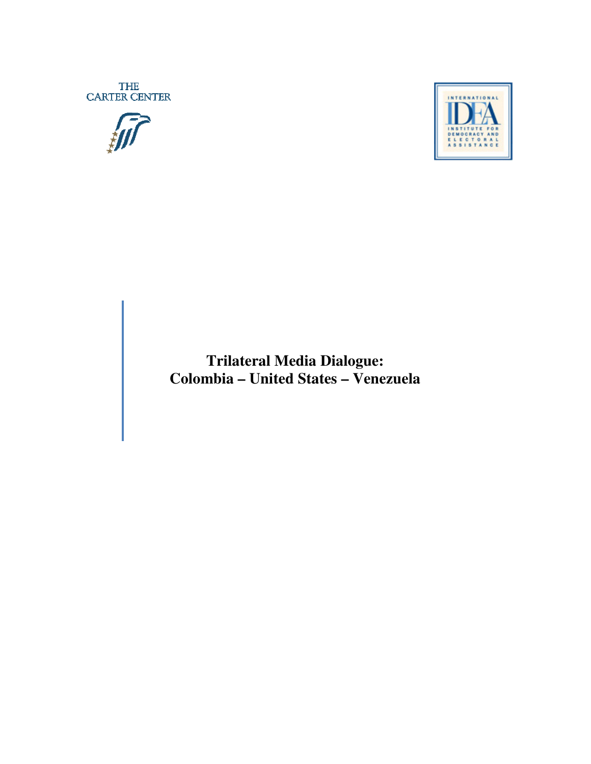THE CARTER CENTER

INTERNATIONAL IDEA INSTITUTE FOR DEMOCRACY AND ELECTORAL ASSISTANCE

# Trilateral Media Dialogue: Colombia – United States – Venezuela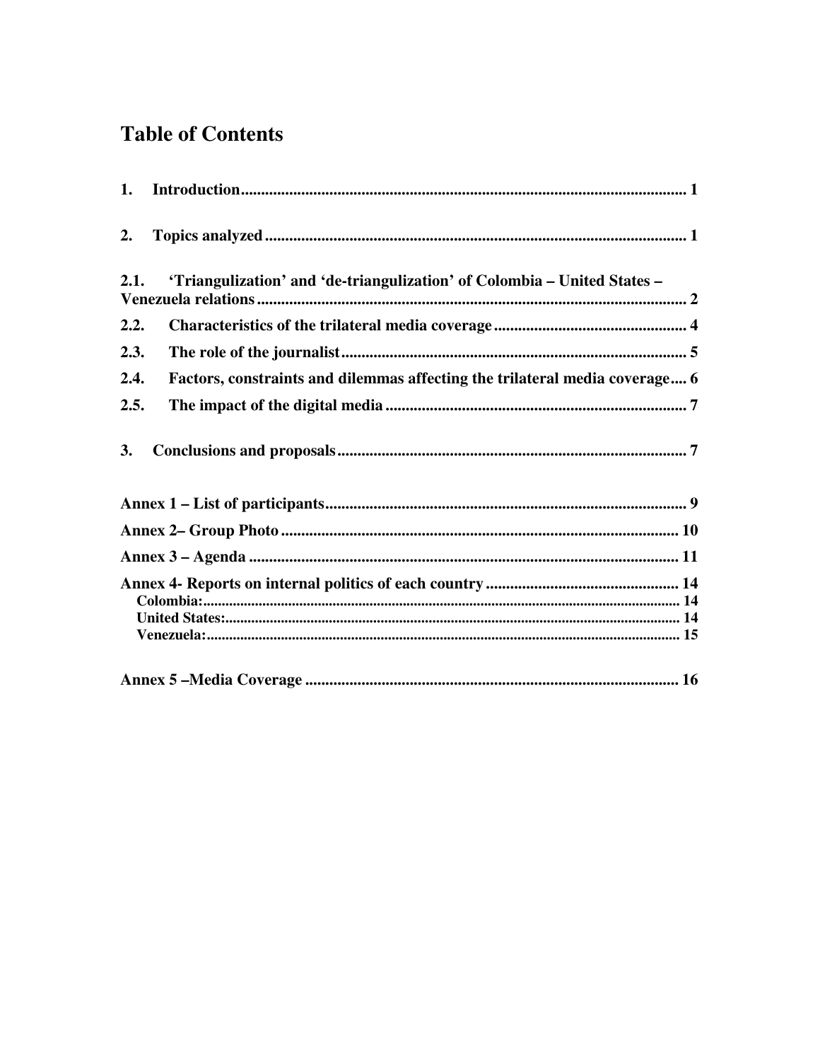# Table of Contents

**1. Introduction** .......... 1

**2. Topics analyzed** .......... 1

**2.1. 'Triangulization' and 'de-triangulization' of Colombia – United States – Venezuela relations** .......... 2

**2.2. Characteristics of the trilateral media coverage** .......... 4

**2.3. The role of the journalist** .......... 5

**2.4. Factors, constraints and dilemmas affecting the trilateral media coverage** .......... 6

**2.5. The impact of the digital media** .......... 7

**3. Conclusions and proposals** .......... 7

**Annex 1 – List of participants** .......... 9

**Annex 2– Group Photo** .......... 10

**Annex 3 – Agenda** .......... 11

**Annex 4- Reports on internal politics of each country** .......... 14

- Colombia: .......... 14
- United States: .......... 14
- Venezuela: .......... 15

**Annex 5 –Media Coverage** .......... 16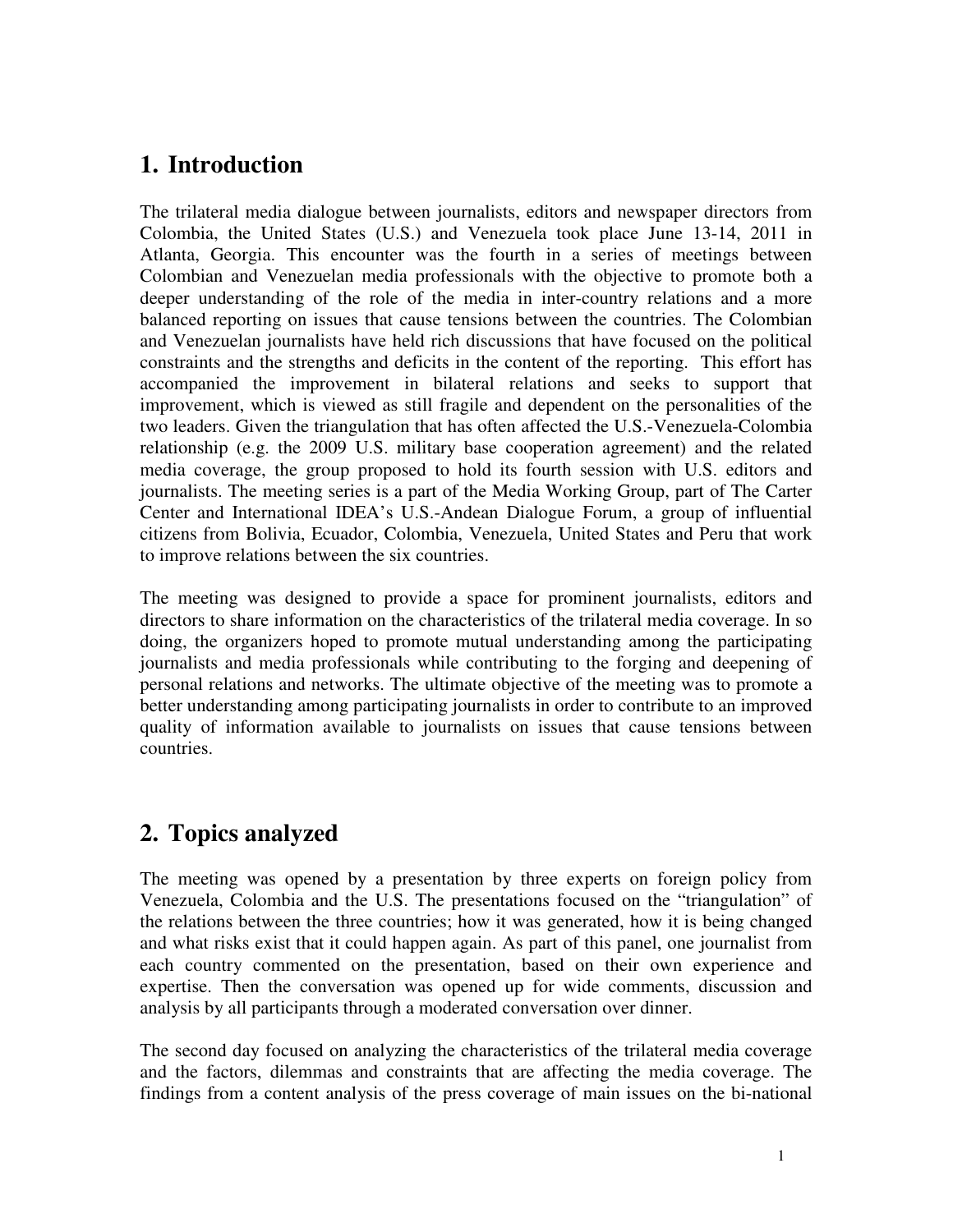# 1. Introduction

The trilateral media dialogue between journalists, editors and newspaper directors from Colombia, the United States (U.S.) and Venezuela took place June 13-14, 2011 in Atlanta, Georgia. This encounter was the fourth in a series of meetings between Colombian and Venezuelan media professionals with the objective to promote both a deeper understanding of the role of the media in inter-country relations and a more balanced reporting on issues that cause tensions between the countries. The Colombian and Venezuelan journalists have held rich discussions that have focused on the political constraints and the strengths and deficits in the content of the reporting. This effort has accompanied the improvement in bilateral relations and seeks to support that improvement, which is viewed as still fragile and dependent on the personalities of the two leaders. Given the triangulation that has often affected the U.S.-Venezuela-Colombia relationship (e.g. the 2009 U.S. military base cooperation agreement) and the related media coverage, the group proposed to hold its fourth session with U.S. editors and journalists. The meeting series is a part of the Media Working Group, part of The Carter Center and International IDEA's U.S.-Andean Dialogue Forum, a group of influential citizens from Bolivia, Ecuador, Colombia, Venezuela, United States and Peru that work to improve relations between the six countries.

The meeting was designed to provide a space for prominent journalists, editors and directors to share information on the characteristics of the trilateral media coverage. In so doing, the organizers hoped to promote mutual understanding among the participating journalists and media professionals while contributing to the forging and deepening of personal relations and networks. The ultimate objective of the meeting was to promote a better understanding among participating journalists in order to contribute to an improved quality of information available to journalists on issues that cause tensions between countries.

# 2. Topics analyzed

The meeting was opened by a presentation by three experts on foreign policy from Venezuela, Colombia and the U.S. The presentations focused on the "triangulation" of the relations between the three countries; how it was generated, how it is being changed and what risks exist that it could happen again. As part of this panel, one journalist from each country commented on the presentation, based on their own experience and expertise. Then the conversation was opened up for wide comments, discussion and analysis by all participants through a moderated conversation over dinner.

The second day focused on analyzing the characteristics of the trilateral media coverage and the factors, dilemmas and constraints that are affecting the media coverage. The findings from a content analysis of the press coverage of main issues on the bi-national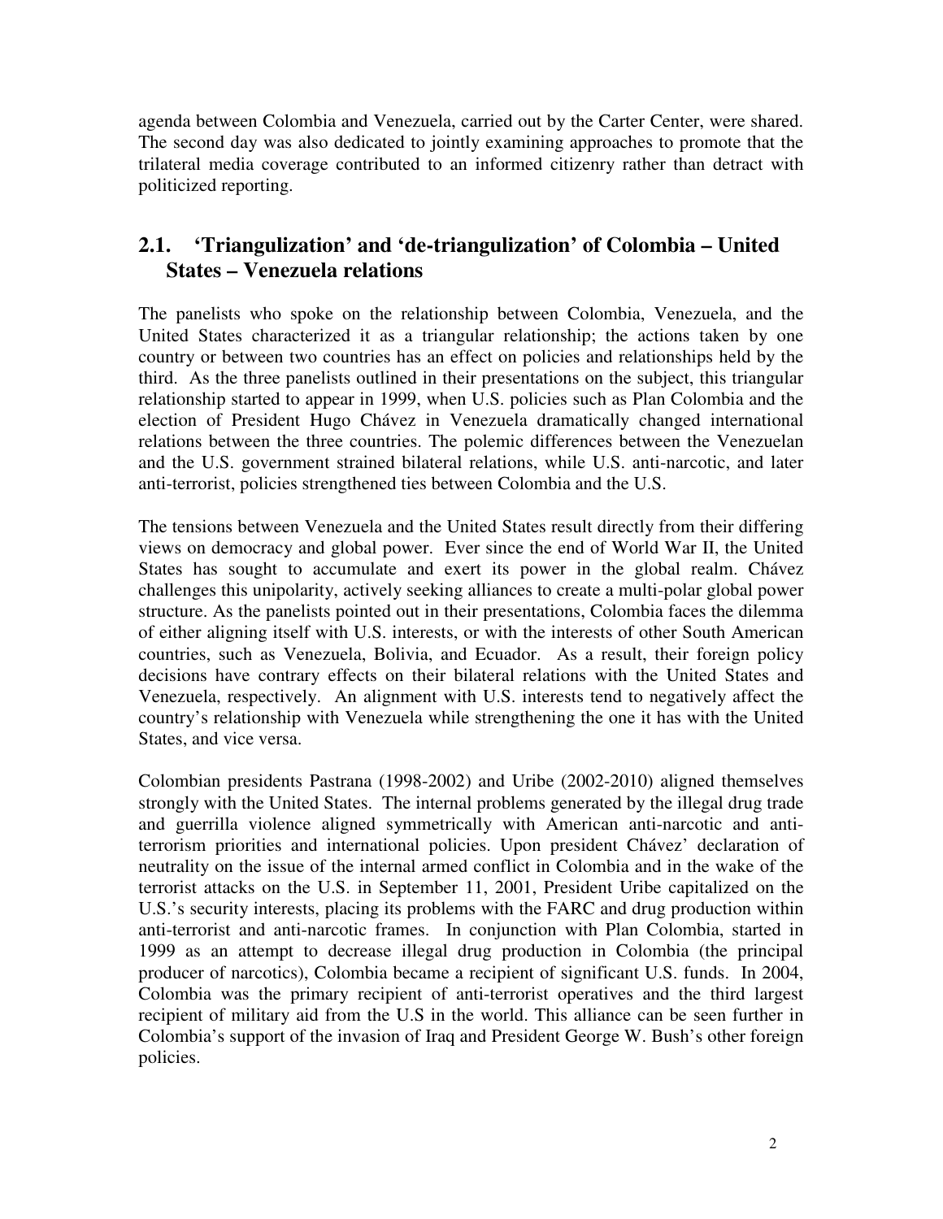agenda between Colombia and Venezuela, carried out by the Carter Center, were shared. The second day was also dedicated to jointly examining approaches to promote that the trilateral media coverage contributed to an informed citizenry rather than detract with politicized reporting.

## 2.1. 'Triangulization' and 'de-triangulization' of Colombia – United States – Venezuela relations

The panelists who spoke on the relationship between Colombia, Venezuela, and the United States characterized it as a triangular relationship; the actions taken by one country or between two countries has an effect on policies and relationships held by the third. As the three panelists outlined in their presentations on the subject, this triangular relationship started to appear in 1999, when U.S. policies such as Plan Colombia and the election of President Hugo Chávez in Venezuela dramatically changed international relations between the three countries. The polemic differences between the Venezuelan and the U.S. government strained bilateral relations, while U.S. anti-narcotic, and later anti-terrorist, policies strengthened ties between Colombia and the U.S.

The tensions between Venezuela and the United States result directly from their differing views on democracy and global power. Ever since the end of World War II, the United States has sought to accumulate and exert its power in the global realm. Chávez challenges this unipolarity, actively seeking alliances to create a multi-polar global power structure. As the panelists pointed out in their presentations, Colombia faces the dilemma of either aligning itself with U.S. interests, or with the interests of other South American countries, such as Venezuela, Bolivia, and Ecuador. As a result, their foreign policy decisions have contrary effects on their bilateral relations with the United States and Venezuela, respectively. An alignment with U.S. interests tend to negatively affect the country's relationship with Venezuela while strengthening the one it has with the United States, and vice versa.

Colombian presidents Pastrana (1998-2002) and Uribe (2002-2010) aligned themselves strongly with the United States. The internal problems generated by the illegal drug trade and guerrilla violence aligned symmetrically with American anti-narcotic and anti-terrorism priorities and international policies. Upon president Chávez' declaration of neutrality on the issue of the internal armed conflict in Colombia and in the wake of the terrorist attacks on the U.S. in September 11, 2001, President Uribe capitalized on the U.S.'s security interests, placing its problems with the FARC and drug production within anti-terrorist and anti-narcotic frames. In conjunction with Plan Colombia, started in 1999 as an attempt to decrease illegal drug production in Colombia (the principal producer of narcotics), Colombia became a recipient of significant U.S. funds. In 2004, Colombia was the primary recipient of anti-terrorist operatives and the third largest recipient of military aid from the U.S in the world. This alliance can be seen further in Colombia's support of the invasion of Iraq and President George W. Bush's other foreign policies.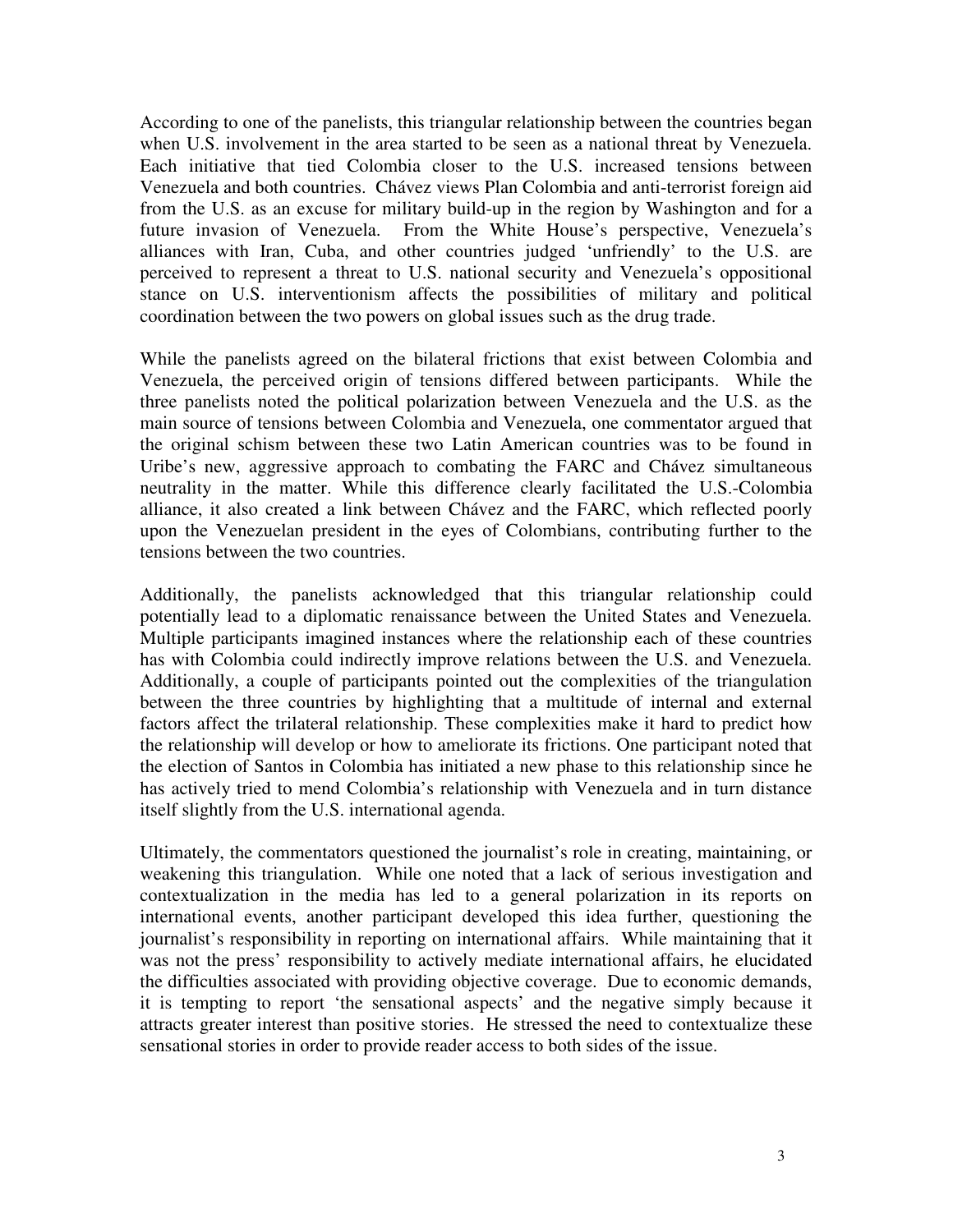According to one of the panelists, this triangular relationship between the countries began when U.S. involvement in the area started to be seen as a national threat by Venezuela. Each initiative that tied Colombia closer to the U.S. increased tensions between Venezuela and both countries. Chávez views Plan Colombia and anti-terrorist foreign aid from the U.S. as an excuse for military build-up in the region by Washington and for a future invasion of Venezuela. From the White House's perspective, Venezuela's alliances with Iran, Cuba, and other countries judged 'unfriendly' to the U.S. are perceived to represent a threat to U.S. national security and Venezuela's oppositional stance on U.S. interventionism affects the possibilities of military and political coordination between the two powers on global issues such as the drug trade.

While the panelists agreed on the bilateral frictions that exist between Colombia and Venezuela, the perceived origin of tensions differed between participants. While the three panelists noted the political polarization between Venezuela and the U.S. as the main source of tensions between Colombia and Venezuela, one commentator argued that the original schism between these two Latin American countries was to be found in Uribe's new, aggressive approach to combating the FARC and Chávez simultaneous neutrality in the matter. While this difference clearly facilitated the U.S.-Colombia alliance, it also created a link between Chávez and the FARC, which reflected poorly upon the Venezuelan president in the eyes of Colombians, contributing further to the tensions between the two countries.

Additionally, the panelists acknowledged that this triangular relationship could potentially lead to a diplomatic renaissance between the United States and Venezuela. Multiple participants imagined instances where the relationship each of these countries has with Colombia could indirectly improve relations between the U.S. and Venezuela. Additionally, a couple of participants pointed out the complexities of the triangulation between the three countries by highlighting that a multitude of internal and external factors affect the trilateral relationship. These complexities make it hard to predict how the relationship will develop or how to ameliorate its frictions. One participant noted that the election of Santos in Colombia has initiated a new phase to this relationship since he has actively tried to mend Colombia's relationship with Venezuela and in turn distance itself slightly from the U.S. international agenda.

Ultimately, the commentators questioned the journalist's role in creating, maintaining, or weakening this triangulation. While one noted that a lack of serious investigation and contextualization in the media has led to a general polarization in its reports on international events, another participant developed this idea further, questioning the journalist's responsibility in reporting on international affairs. While maintaining that it was not the press' responsibility to actively mediate international affairs, he elucidated the difficulties associated with providing objective coverage. Due to economic demands, it is tempting to report 'the sensational aspects' and the negative simply because it attracts greater interest than positive stories. He stressed the need to contextualize these sensational stories in order to provide reader access to both sides of the issue.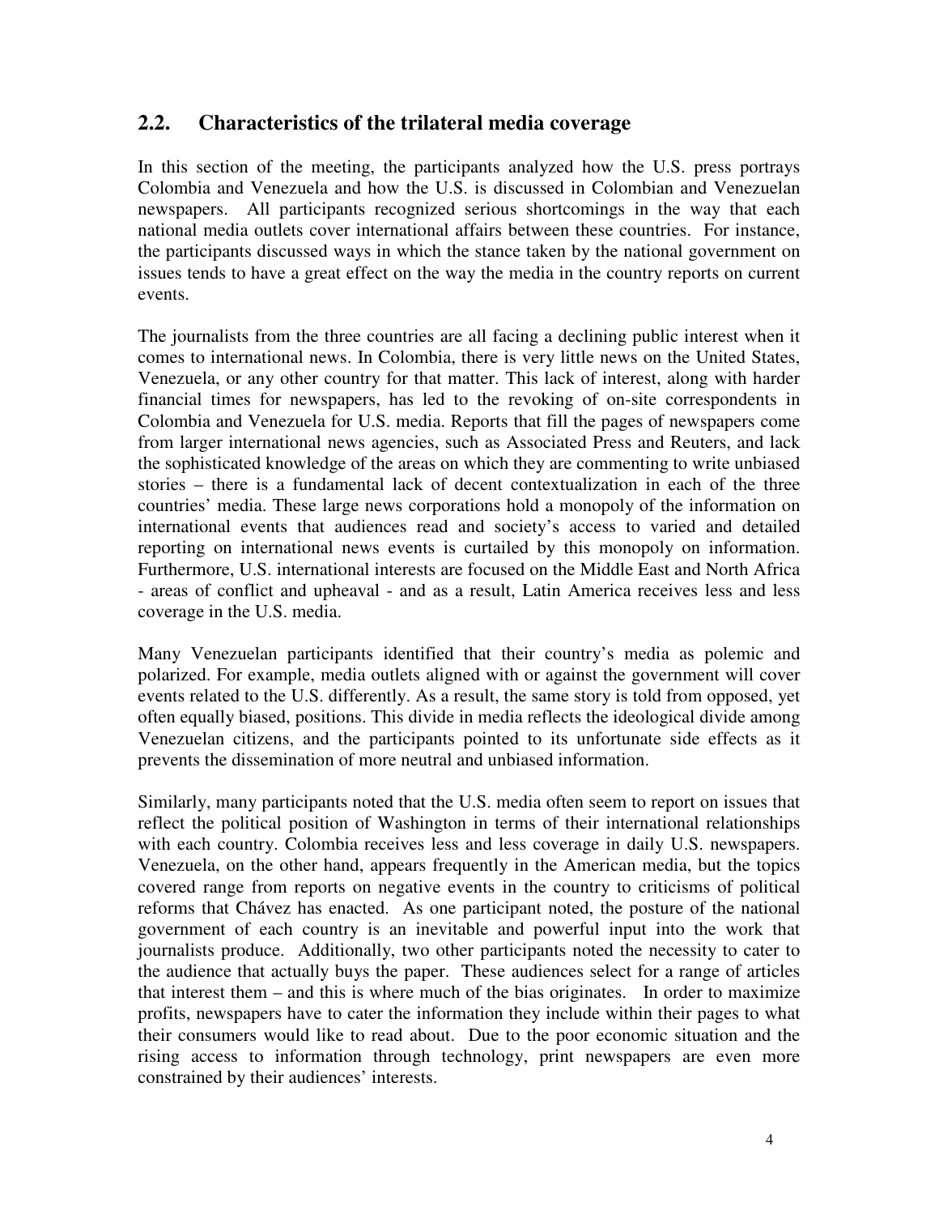## 2.2. Characteristics of the trilateral media coverage

In this section of the meeting, the participants analyzed how the U.S. press portrays Colombia and Venezuela and how the U.S. is discussed in Colombian and Venezuelan newspapers. All participants recognized serious shortcomings in the way that each national media outlets cover international affairs between these countries. For instance, the participants discussed ways in which the stance taken by the national government on issues tends to have a great effect on the way the media in the country reports on current events.

The journalists from the three countries are all facing a declining public interest when it comes to international news. In Colombia, there is very little news on the United States, Venezuela, or any other country for that matter. This lack of interest, along with harder financial times for newspapers, has led to the revoking of on-site correspondents in Colombia and Venezuela for U.S. media. Reports that fill the pages of newspapers come from larger international news agencies, such as Associated Press and Reuters, and lack the sophisticated knowledge of the areas on which they are commenting to write unbiased stories – there is a fundamental lack of decent contextualization in each of the three countries' media. These large news corporations hold a monopoly of the information on international events that audiences read and society's access to varied and detailed reporting on international news events is curtailed by this monopoly on information. Furthermore, U.S. international interests are focused on the Middle East and North Africa - areas of conflict and upheaval - and as a result, Latin America receives less and less coverage in the U.S. media.

Many Venezuelan participants identified that their country's media as polemic and polarized. For example, media outlets aligned with or against the government will cover events related to the U.S. differently. As a result, the same story is told from opposed, yet often equally biased, positions. This divide in media reflects the ideological divide among Venezuelan citizens, and the participants pointed to its unfortunate side effects as it prevents the dissemination of more neutral and unbiased information.

Similarly, many participants noted that the U.S. media often seem to report on issues that reflect the political position of Washington in terms of their international relationships with each country. Colombia receives less and less coverage in daily U.S. newspapers. Venezuela, on the other hand, appears frequently in the American media, but the topics covered range from reports on negative events in the country to criticisms of political reforms that Chávez has enacted. As one participant noted, the posture of the national government of each country is an inevitable and powerful input into the work that journalists produce. Additionally, two other participants noted the necessity to cater to the audience that actually buys the paper. These audiences select for a range of articles that interest them – and this is where much of the bias originates. In order to maximize profits, newspapers have to cater the information they include within their pages to what their consumers would like to read about. Due to the poor economic situation and the rising access to information through technology, print newspapers are even more constrained by their audiences' interests.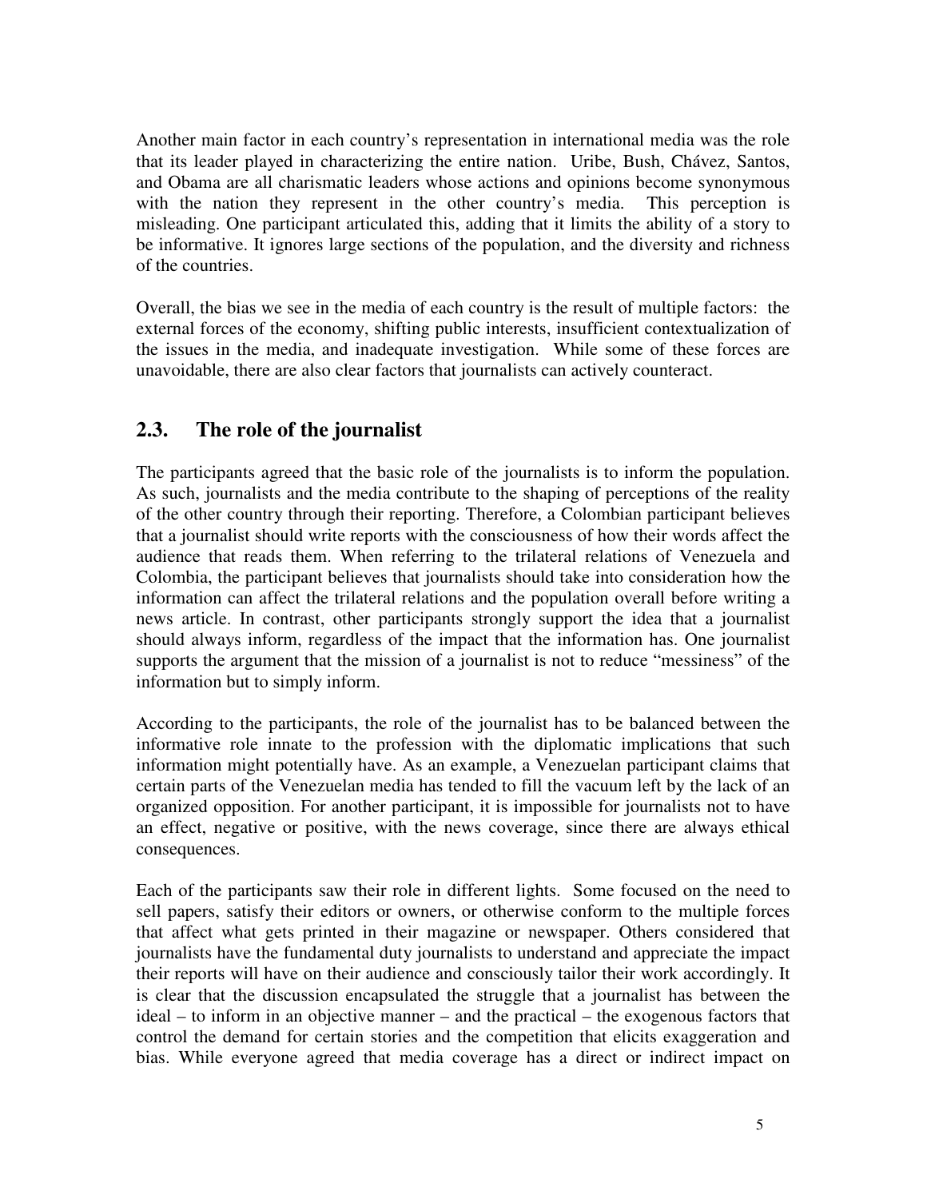Another main factor in each country's representation in international media was the role that its leader played in characterizing the entire nation. Uribe, Bush, Chávez, Santos, and Obama are all charismatic leaders whose actions and opinions become synonymous with the nation they represent in the other country's media. This perception is misleading. One participant articulated this, adding that it limits the ability of a story to be informative. It ignores large sections of the population, and the diversity and richness of the countries.

Overall, the bias we see in the media of each country is the result of multiple factors: the external forces of the economy, shifting public interests, insufficient contextualization of the issues in the media, and inadequate investigation. While some of these forces are unavoidable, there are also clear factors that journalists can actively counteract.

## 2.3. The role of the journalist

The participants agreed that the basic role of the journalists is to inform the population. As such, journalists and the media contribute to the shaping of perceptions of the reality of the other country through their reporting. Therefore, a Colombian participant believes that a journalist should write reports with the consciousness of how their words affect the audience that reads them. When referring to the trilateral relations of Venezuela and Colombia, the participant believes that journalists should take into consideration how the information can affect the trilateral relations and the population overall before writing a news article. In contrast, other participants strongly support the idea that a journalist should always inform, regardless of the impact that the information has. One journalist supports the argument that the mission of a journalist is not to reduce "messiness" of the information but to simply inform.

According to the participants, the role of the journalist has to be balanced between the informative role innate to the profession with the diplomatic implications that such information might potentially have. As an example, a Venezuelan participant claims that certain parts of the Venezuelan media has tended to fill the vacuum left by the lack of an organized opposition. For another participant, it is impossible for journalists not to have an effect, negative or positive, with the news coverage, since there are always ethical consequences.

Each of the participants saw their role in different lights. Some focused on the need to sell papers, satisfy their editors or owners, or otherwise conform to the multiple forces that affect what gets printed in their magazine or newspaper. Others considered that journalists have the fundamental duty journalists to understand and appreciate the impact their reports will have on their audience and consciously tailor their work accordingly. It is clear that the discussion encapsulated the struggle that a journalist has between the ideal – to inform in an objective manner – and the practical – the exogenous factors that control the demand for certain stories and the competition that elicits exaggeration and bias. While everyone agreed that media coverage has a direct or indirect impact on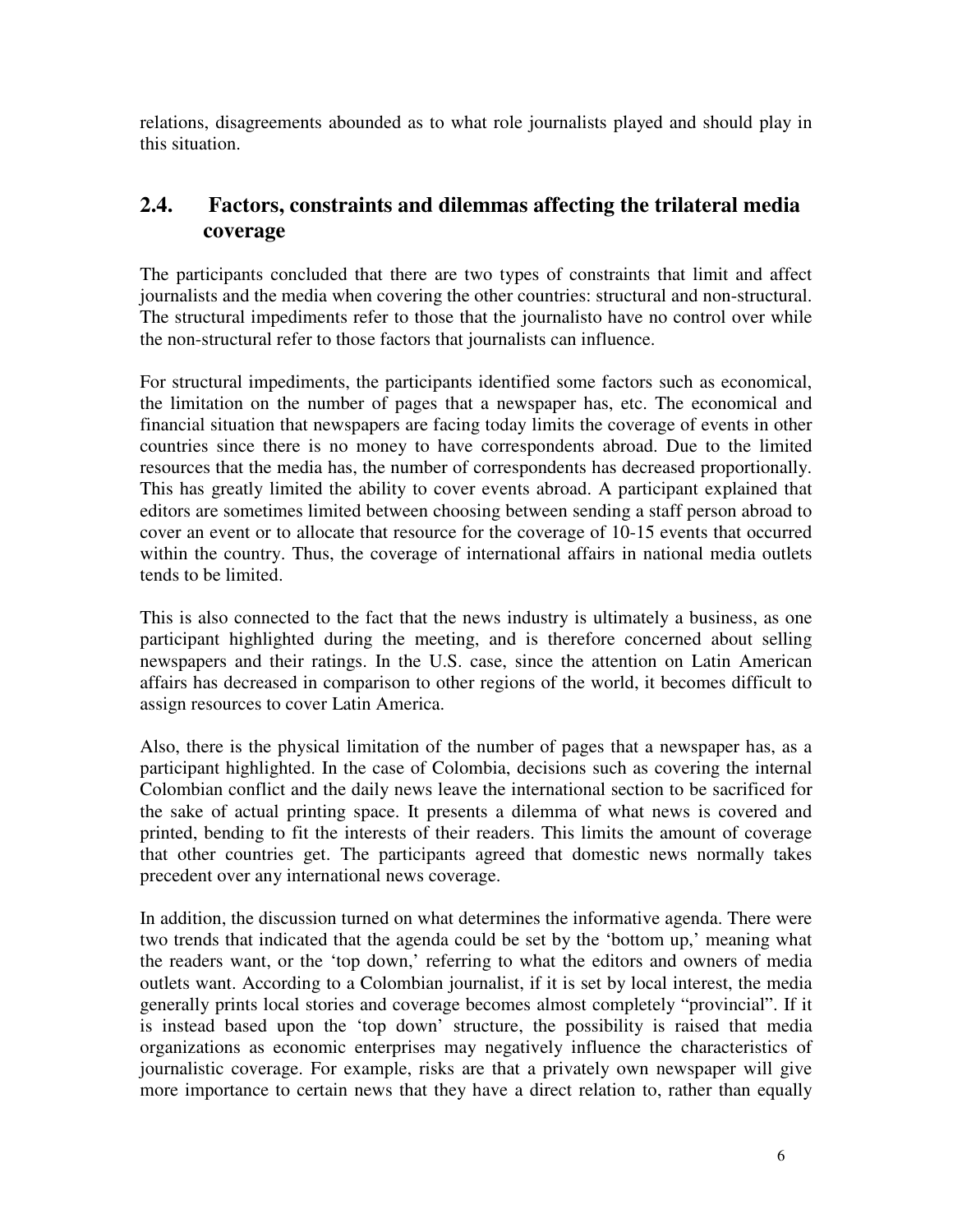relations, disagreements abounded as to what role journalists played and should play in this situation.

## 2.4. Factors, constraints and dilemmas affecting the trilateral media coverage

The participants concluded that there are two types of constraints that limit and affect journalists and the media when covering the other countries: structural and non-structural. The structural impediments refer to those that the journalisto have no control over while the non-structural refer to those factors that journalists can influence.

For structural impediments, the participants identified some factors such as economical, the limitation on the number of pages that a newspaper has, etc. The economical and financial situation that newspapers are facing today limits the coverage of events in other countries since there is no money to have correspondents abroad. Due to the limited resources that the media has, the number of correspondents has decreased proportionally. This has greatly limited the ability to cover events abroad. A participant explained that editors are sometimes limited between choosing between sending a staff person abroad to cover an event or to allocate that resource for the coverage of 10-15 events that occurred within the country. Thus, the coverage of international affairs in national media outlets tends to be limited.

This is also connected to the fact that the news industry is ultimately a business, as one participant highlighted during the meeting, and is therefore concerned about selling newspapers and their ratings. In the U.S. case, since the attention on Latin American affairs has decreased in comparison to other regions of the world, it becomes difficult to assign resources to cover Latin America.

Also, there is the physical limitation of the number of pages that a newspaper has, as a participant highlighted. In the case of Colombia, decisions such as covering the internal Colombian conflict and the daily news leave the international section to be sacrificed for the sake of actual printing space. It presents a dilemma of what news is covered and printed, bending to fit the interests of their readers. This limits the amount of coverage that other countries get. The participants agreed that domestic news normally takes precedent over any international news coverage.

In addition, the discussion turned on what determines the informative agenda. There were two trends that indicated that the agenda could be set by the 'bottom up,' meaning what the readers want, or the 'top down,' referring to what the editors and owners of media outlets want. According to a Colombian journalist, if it is set by local interest, the media generally prints local stories and coverage becomes almost completely "provincial". If it is instead based upon the 'top down' structure, the possibility is raised that media organizations as economic enterprises may negatively influence the characteristics of journalistic coverage. For example, risks are that a privately own newspaper will give more importance to certain news that they have a direct relation to, rather than equally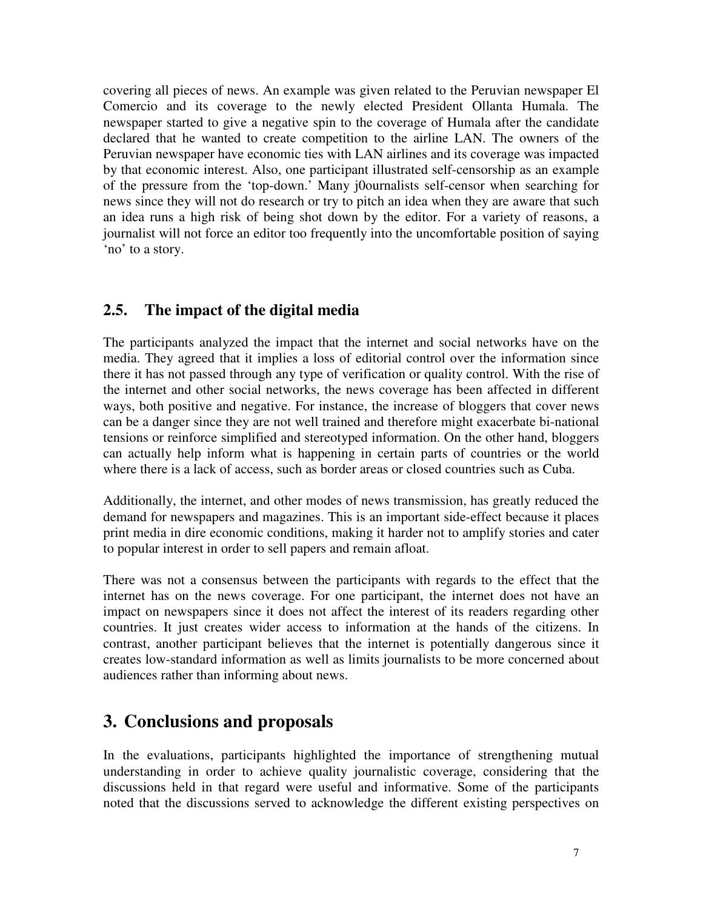covering all pieces of news. An example was given related to the Peruvian newspaper El Comercio and its coverage to the newly elected President Ollanta Humala. The newspaper started to give a negative spin to the coverage of Humala after the candidate declared that he wanted to create competition to the airline LAN. The owners of the Peruvian newspaper have economic ties with LAN airlines and its coverage was impacted by that economic interest. Also, one participant illustrated self-censorship as an example of the pressure from the 'top-down.' Many j0ournalists self-censor when searching for news since they will not do research or try to pitch an idea when they are aware that such an idea runs a high risk of being shot down by the editor. For a variety of reasons, a journalist will not force an editor too frequently into the uncomfortable position of saying 'no' to a story.

### 2.5. The impact of the digital media

The participants analyzed the impact that the internet and social networks have on the media. They agreed that it implies a loss of editorial control over the information since there it has not passed through any type of verification or quality control. With the rise of the internet and other social networks, the news coverage has been affected in different ways, both positive and negative. For instance, the increase of bloggers that cover news can be a danger since they are not well trained and therefore might exacerbate bi-national tensions or reinforce simplified and stereotyped information. On the other hand, bloggers can actually help inform what is happening in certain parts of countries or the world where there is a lack of access, such as border areas or closed countries such as Cuba.

Additionally, the internet, and other modes of news transmission, has greatly reduced the demand for newspapers and magazines. This is an important side-effect because it places print media in dire economic conditions, making it harder not to amplify stories and cater to popular interest in order to sell papers and remain afloat.

There was not a consensus between the participants with regards to the effect that the internet has on the news coverage. For one participant, the internet does not have an impact on newspapers since it does not affect the interest of its readers regarding other countries. It just creates wider access to information at the hands of the citizens. In contrast, another participant believes that the internet is potentially dangerous since it creates low-standard information as well as limits journalists to be more concerned about audiences rather than informing about news.

## 3. Conclusions and proposals

In the evaluations, participants highlighted the importance of strengthening mutual understanding in order to achieve quality journalistic coverage, considering that the discussions held in that regard were useful and informative. Some of the participants noted that the discussions served to acknowledge the different existing perspectives on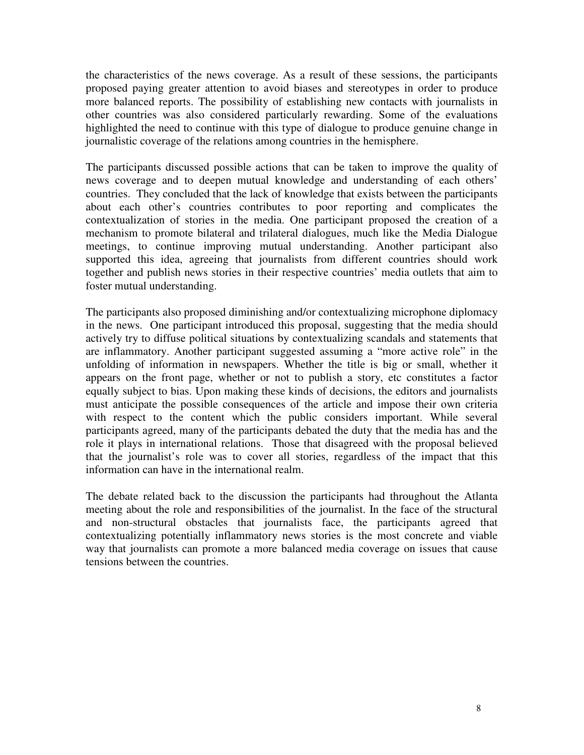the characteristics of the news coverage. As a result of these sessions, the participants proposed paying greater attention to avoid biases and stereotypes in order to produce more balanced reports. The possibility of establishing new contacts with journalists in other countries was also considered particularly rewarding. Some of the evaluations highlighted the need to continue with this type of dialogue to produce genuine change in journalistic coverage of the relations among countries in the hemisphere.

The participants discussed possible actions that can be taken to improve the quality of news coverage and to deepen mutual knowledge and understanding of each others' countries. They concluded that the lack of knowledge that exists between the participants about each other's countries contributes to poor reporting and complicates the contextualization of stories in the media. One participant proposed the creation of a mechanism to promote bilateral and trilateral dialogues, much like the Media Dialogue meetings, to continue improving mutual understanding. Another participant also supported this idea, agreeing that journalists from different countries should work together and publish news stories in their respective countries' media outlets that aim to foster mutual understanding.

The participants also proposed diminishing and/or contextualizing microphone diplomacy in the news. One participant introduced this proposal, suggesting that the media should actively try to diffuse political situations by contextualizing scandals and statements that are inflammatory. Another participant suggested assuming a "more active role" in the unfolding of information in newspapers. Whether the title is big or small, whether it appears on the front page, whether or not to publish a story, etc constitutes a factor equally subject to bias. Upon making these kinds of decisions, the editors and journalists must anticipate the possible consequences of the article and impose their own criteria with respect to the content which the public considers important. While several participants agreed, many of the participants debated the duty that the media has and the role it plays in international relations. Those that disagreed with the proposal believed that the journalist's role was to cover all stories, regardless of the impact that this information can have in the international realm.

The debate related back to the discussion the participants had throughout the Atlanta meeting about the role and responsibilities of the journalist. In the face of the structural and non-structural obstacles that journalists face, the participants agreed that contextualizing potentially inflammatory news stories is the most concrete and viable way that journalists can promote a more balanced media coverage on issues that cause tensions between the countries.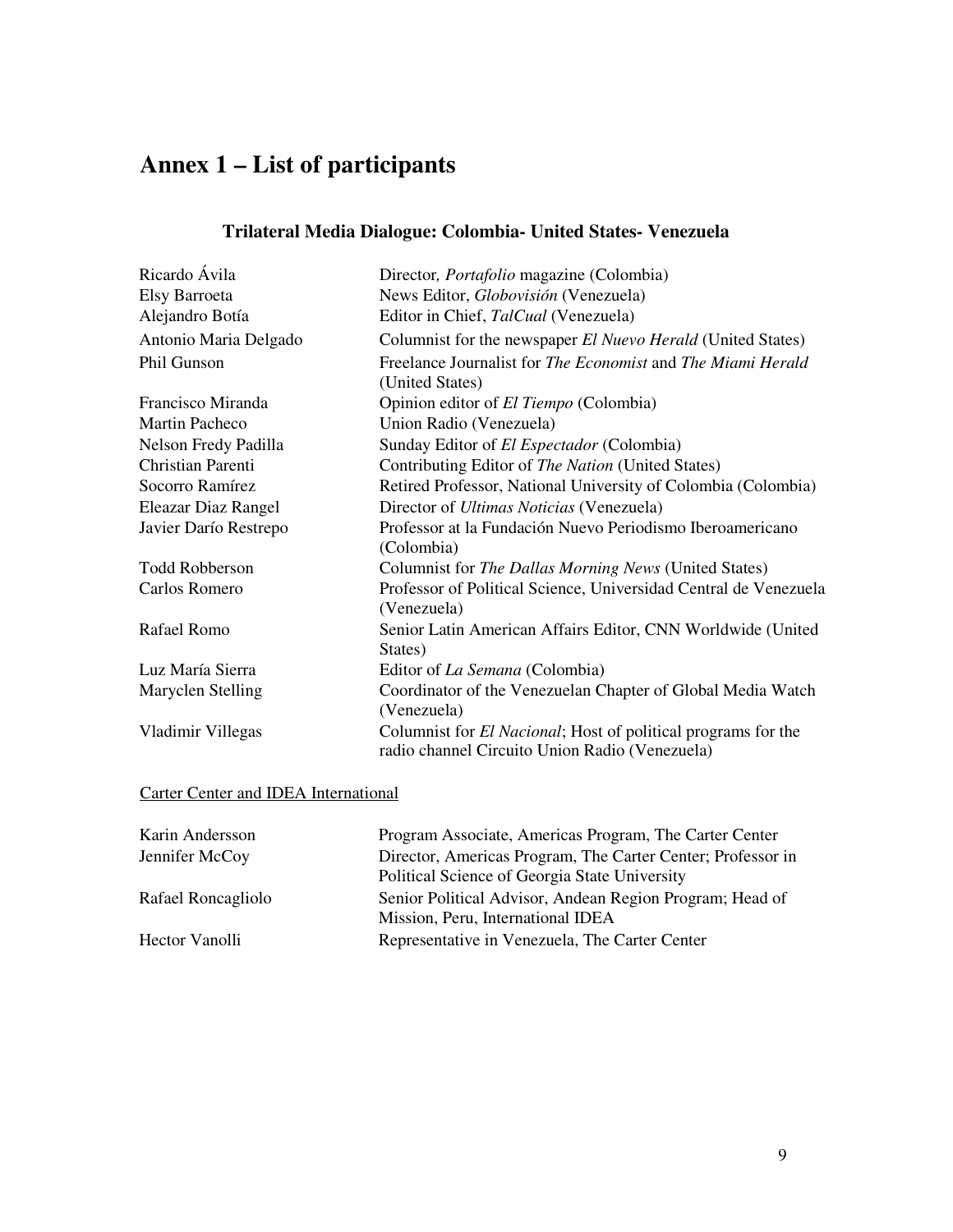# Annex 1 – List of participants

### Trilateral Media Dialogue: Colombia- United States- Venezuela

| | |
|---|---|
| Ricardo Ávila | Director*, Portafolio* magazine (Colombia) |
| Elsy Barroeta | News Editor, *Globovisión* (Venezuela) |
| Alejandro Botía | Editor in Chief, *TalCual* (Venezuela) |
| Antonio Maria Delgado | Columnist for the newspaper *El Nuevo Herald* (United States) |
| Phil Gunson | Freelance Journalist for *The Economist* and *The Miami Herald* (United States) |
| Francisco Miranda | Opinion editor of *El Tiempo* (Colombia) |
| Martin Pacheco | Union Radio (Venezuela) |
| Nelson Fredy Padilla | Sunday Editor of *El Espectador* (Colombia) |
| Christian Parenti | Contributing Editor of *The Nation* (United States) |
| Socorro Ramírez | Retired Professor, National University of Colombia (Colombia) |
| Eleazar Diaz Rangel | Director of *Ultimas Noticias* (Venezuela) |
| Javier Darío Restrepo | Professor at la Fundación Nuevo Periodismo Iberoamericano (Colombia) |
| Todd Robberson | Columnist for *The Dallas Morning News* (United States) |
| Carlos Romero | Professor of Political Science, Universidad Central de Venezuela (Venezuela) |
| Rafael Romo | Senior Latin American Affairs Editor, CNN Worldwide (United States) |
| Luz María Sierra | Editor of *La Semana* (Colombia) |
| Maryclen Stelling | Coordinator of the Venezuelan Chapter of Global Media Watch (Venezuela) |
| Vladimir Villegas | Columnist for *El Nacional*; Host of political programs for the radio channel Circuito Union Radio (Venezuela) |

Carter Center and IDEA International

| | |
|---|---|
| Karin Andersson | Program Associate, Americas Program, The Carter Center |
| Jennifer McCoy | Director, Americas Program, The Carter Center; Professor in Political Science of Georgia State University |
| Rafael Roncagliolo | Senior Political Advisor, Andean Region Program; Head of Mission, Peru, International IDEA |
| Hector Vanolli | Representative in Venezuela, The Carter Center |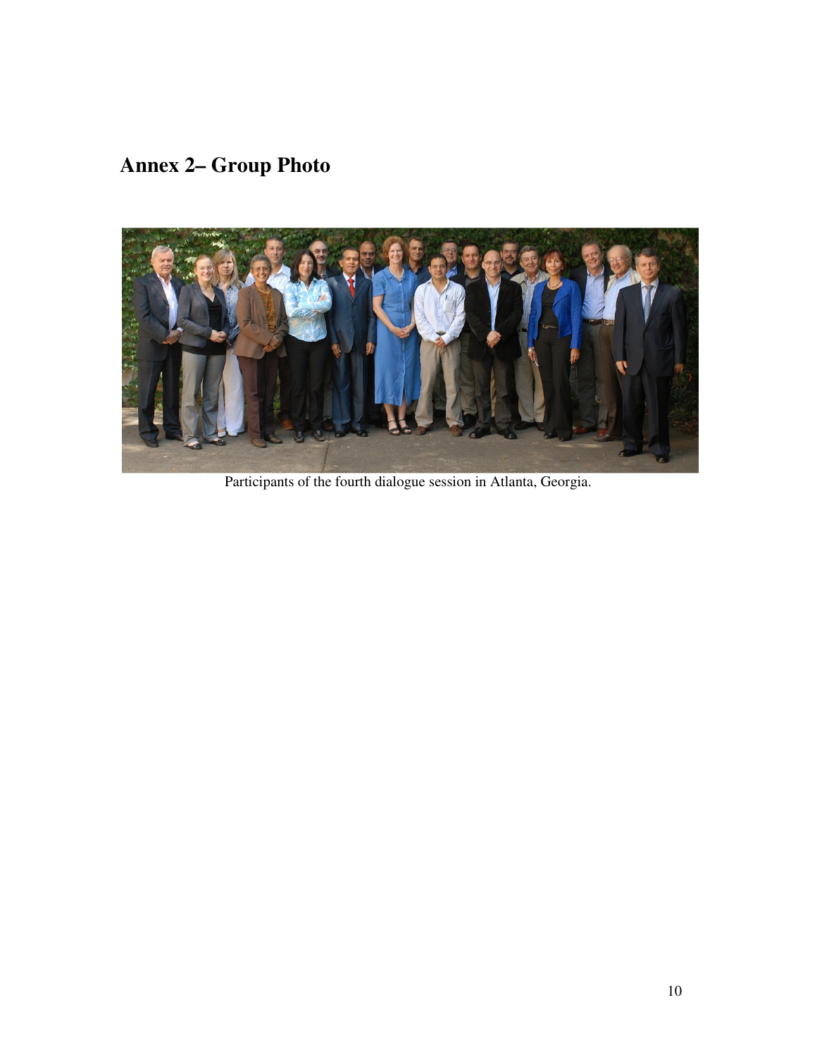# Annex 2– Group Photo

Participants of the fourth dialogue session in Atlanta, Georgia.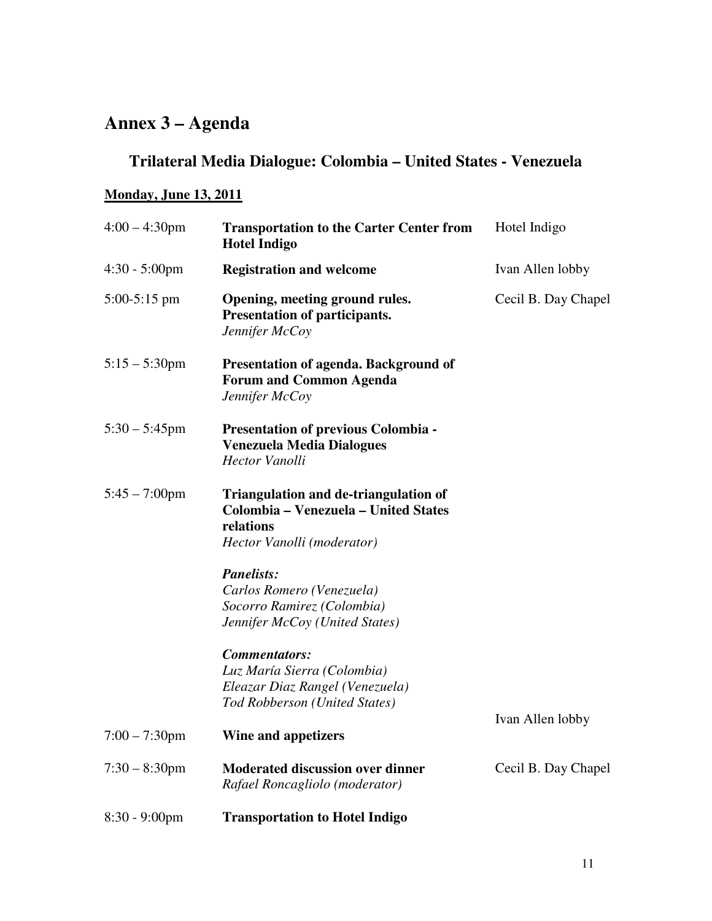# Annex 3 – Agenda

## Trilateral Media Dialogue: Colombia – United States - Venezuela

**Monday, June 13, 2011**

| Time | Activity | Location |
|---|---|---|
| 4:00 – 4:30pm | **Transportation to the Carter Center from Hotel Indigo** | Hotel Indigo |
| 4:30 - 5:00pm | **Registration and welcome** | Ivan Allen lobby |
| 5:00-5:15 pm | **Opening, meeting ground rules. Presentation of participants.**<br>*Jennifer McCoy* | Cecil B. Day Chapel |
| 5:15 – 5:30pm | **Presentation of agenda. Background of Forum and Common Agenda**<br>*Jennifer McCoy* | |
| 5:30 – 5:45pm | **Presentation of previous Colombia - Venezuela Media Dialogues**<br>*Hector Vanolli* | |
| 5:45 – 7:00pm | **Triangulation and de-triangulation of Colombia – Venezuela – United States relations**<br>*Hector Vanolli (moderator)*<br><br>***Panelists:***<br>*Carlos Romero (Venezuela)*<br>*Socorro Ramirez (Colombia)*<br>*Jennifer McCoy (United States)*<br><br>***Commentators:***<br>*Luz María Sierra (Colombia)*<br>*Eleazar Diaz Rangel (Venezuela)*<br>*Tod Robberson (United States)* | |
| 7:00 – 7:30pm | **Wine and appetizers** | Ivan Allen lobby |
| 7:30 – 8:30pm | **Moderated discussion over dinner**<br>*Rafael Roncagliolo (moderator)* | Cecil B. Day Chapel |
| 8:30 - 9:00pm | **Transportation to Hotel Indigo** | |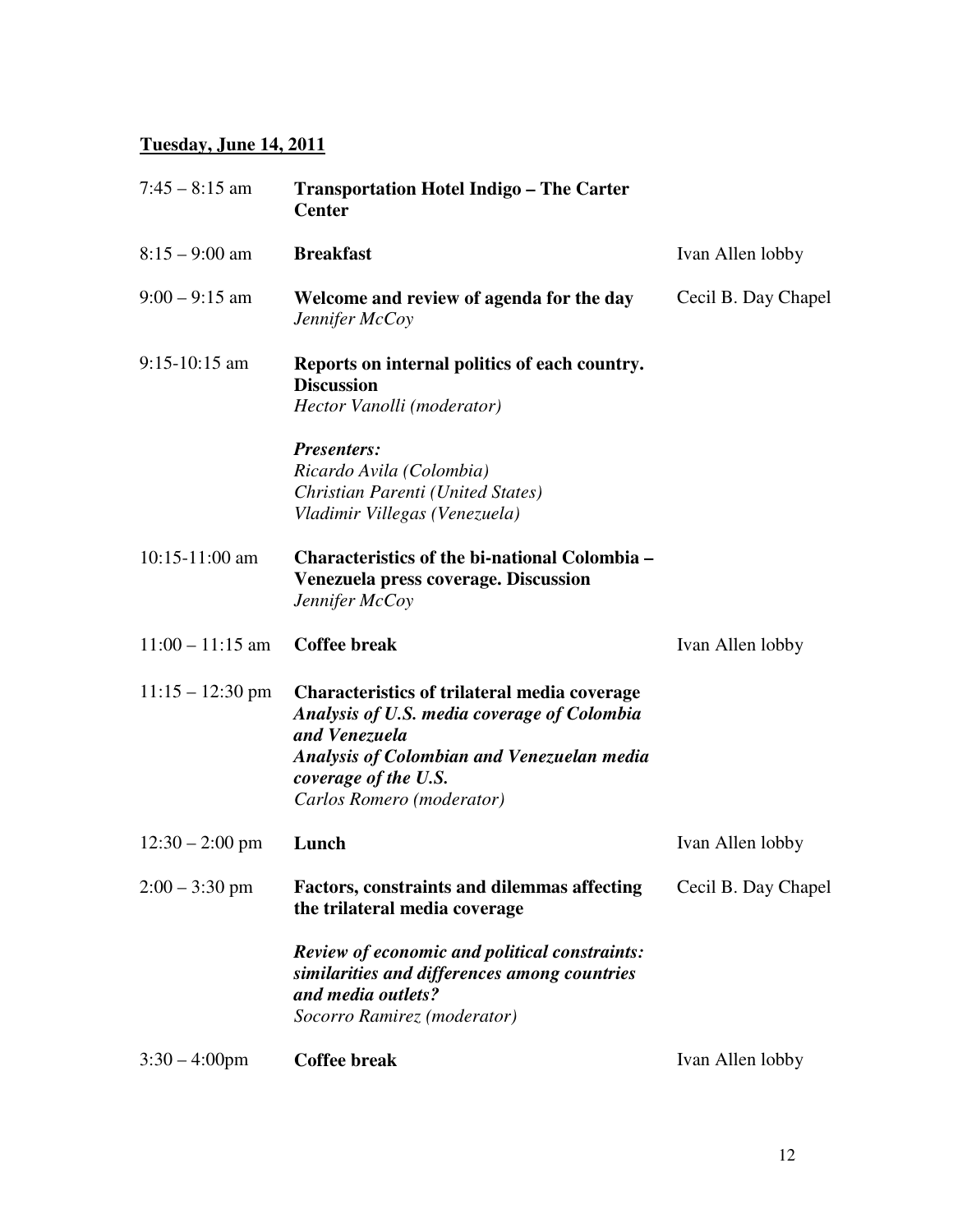**<u>Tuesday, June 14, 2011</u>**

| | | |
|---|---|---|
| 7:45 – 8:15 am | **Transportation Hotel Indigo – The Carter Center** | |
| 8:15 – 9:00 am | **Breakfast** | Ivan Allen lobby |
| 9:00 – 9:15 am | **Welcome and review of agenda for the day**<br>*Jennifer McCoy* | Cecil B. Day Chapel |
| 9:15-10:15 am | **Reports on internal politics of each country. Discussion**<br>*Hector Vanolli (moderator)*<br><br>***Presenters:***<br>*Ricardo Avila (Colombia)*<br>*Christian Parenti (United States)*<br>*Vladimir Villegas (Venezuela)* | |
| 10:15-11:00 am | **Characteristics of the bi-national Colombia – Venezuela press coverage. Discussion**<br>*Jennifer McCoy* | |
| 11:00 – 11:15 am | **Coffee break** | Ivan Allen lobby |
| 11:15 – 12:30 pm | **Characteristics of trilateral media coverage**<br>***Analysis of U.S. media coverage of Colombia and Venezuela***<br>***Analysis of Colombian and Venezuelan media coverage of the U.S.***<br>*Carlos Romero (moderator)* | |
| 12:30 – 2:00 pm | **Lunch** | Ivan Allen lobby |
| 2:00 – 3:30 pm | **Factors, constraints and dilemmas affecting the trilateral media coverage**<br><br>***Review of economic and political constraints: similarities and differences among countries and media outlets?***<br>*Socorro Ramirez (moderator)* | Cecil B. Day Chapel |
| 3:30 – 4:00pm | **Coffee break** | Ivan Allen lobby |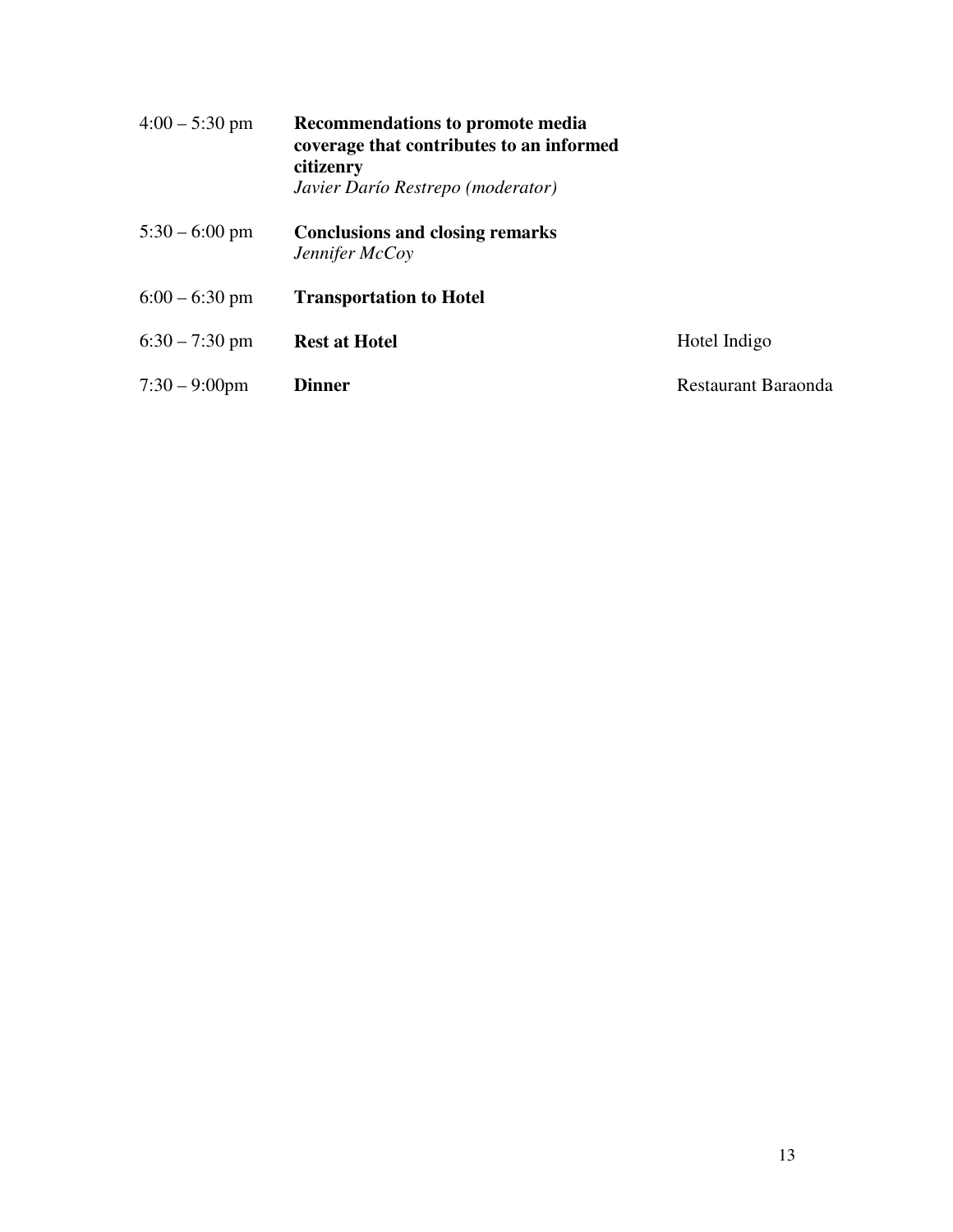| | | |
|---|---|---|
| 4:00 – 5:30 pm | **Recommendations to promote media coverage that contributes to an informed citizenry**<br>*Javier Darío Restrepo (moderator)* | |
| 5:30 – 6:00 pm | **Conclusions and closing remarks**<br>*Jennifer McCoy* | |
| 6:00 – 6:30 pm | **Transportation to Hotel** | |
| 6:30 – 7:30 pm | **Rest at Hotel** | Hotel Indigo |
| 7:30 – 9:00pm | **Dinner** | Restaurant Baraonda |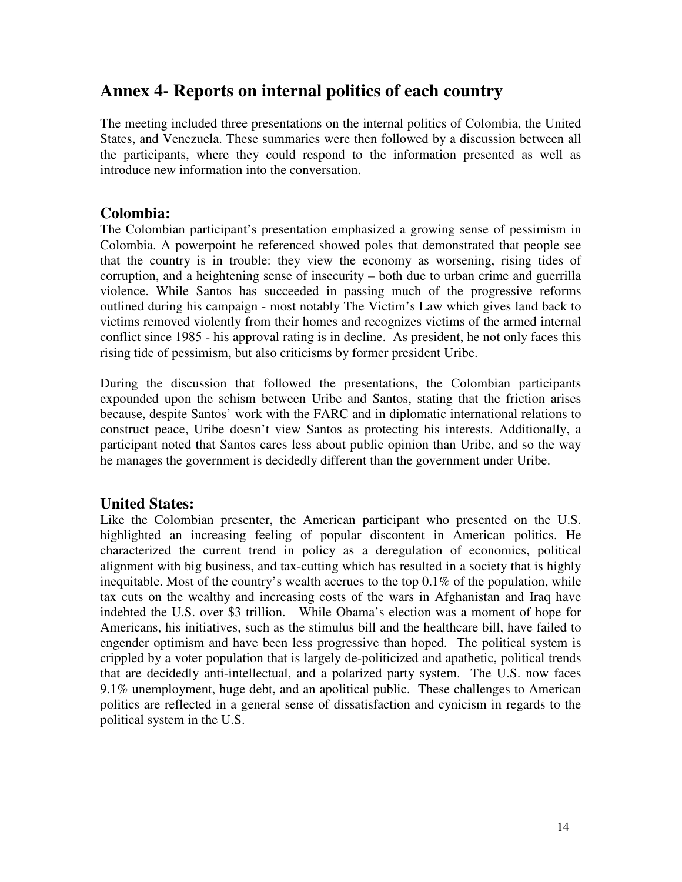# Annex 4- Reports on internal politics of each country

The meeting included three presentations on the internal politics of Colombia, the United States, and Venezuela. These summaries were then followed by a discussion between all the participants, where they could respond to the information presented as well as introduce new information into the conversation.

## Colombia:

The Colombian participant's presentation emphasized a growing sense of pessimism in Colombia. A powerpoint he referenced showed poles that demonstrated that people see that the country is in trouble: they view the economy as worsening, rising tides of corruption, and a heightening sense of insecurity – both due to urban crime and guerrilla violence. While Santos has succeeded in passing much of the progressive reforms outlined during his campaign - most notably The Victim's Law which gives land back to victims removed violently from their homes and recognizes victims of the armed internal conflict since 1985 - his approval rating is in decline. As president, he not only faces this rising tide of pessimism, but also criticisms by former president Uribe.

During the discussion that followed the presentations, the Colombian participants expounded upon the schism between Uribe and Santos, stating that the friction arises because, despite Santos' work with the FARC and in diplomatic international relations to construct peace, Uribe doesn't view Santos as protecting his interests. Additionally, a participant noted that Santos cares less about public opinion than Uribe, and so the way he manages the government is decidedly different than the government under Uribe.

## United States:

Like the Colombian presenter, the American participant who presented on the U.S. highlighted an increasing feeling of popular discontent in American politics. He characterized the current trend in policy as a deregulation of economics, political alignment with big business, and tax-cutting which has resulted in a society that is highly inequitable. Most of the country's wealth accrues to the top 0.1% of the population, while tax cuts on the wealthy and increasing costs of the wars in Afghanistan and Iraq have indebted the U.S. over $3 trillion. While Obama's election was a moment of hope for Americans, his initiatives, such as the stimulus bill and the healthcare bill, have failed to engender optimism and have been less progressive than hoped. The political system is crippled by a voter population that is largely de-politicized and apathetic, political trends that are decidedly anti-intellectual, and a polarized party system. The U.S. now faces 9.1% unemployment, huge debt, and an apolitical public. These challenges to American politics are reflected in a general sense of dissatisfaction and cynicism in regards to the political system in the U.S.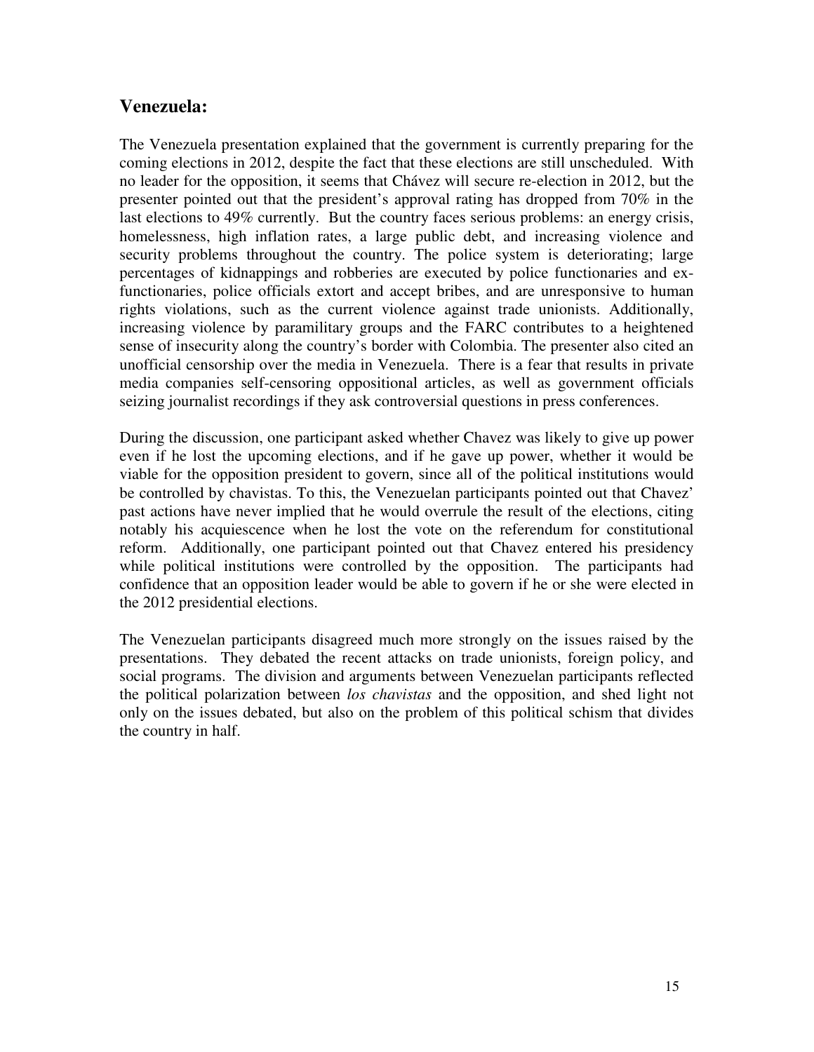## Venezuela:

The Venezuela presentation explained that the government is currently preparing for the coming elections in 2012, despite the fact that these elections are still unscheduled. With no leader for the opposition, it seems that Chávez will secure re-election in 2012, but the presenter pointed out that the president's approval rating has dropped from 70% in the last elections to 49% currently. But the country faces serious problems: an energy crisis, homelessness, high inflation rates, a large public debt, and increasing violence and security problems throughout the country. The police system is deteriorating; large percentages of kidnappings and robberies are executed by police functionaries and ex-functionaries, police officials extort and accept bribes, and are unresponsive to human rights violations, such as the current violence against trade unionists. Additionally, increasing violence by paramilitary groups and the FARC contributes to a heightened sense of insecurity along the country's border with Colombia. The presenter also cited an unofficial censorship over the media in Venezuela. There is a fear that results in private media companies self-censoring oppositional articles, as well as government officials seizing journalist recordings if they ask controversial questions in press conferences.

During the discussion, one participant asked whether Chavez was likely to give up power even if he lost the upcoming elections, and if he gave up power, whether it would be viable for the opposition president to govern, since all of the political institutions would be controlled by chavistas. To this, the Venezuelan participants pointed out that Chavez' past actions have never implied that he would overrule the result of the elections, citing notably his acquiescence when he lost the vote on the referendum for constitutional reform. Additionally, one participant pointed out that Chavez entered his presidency while political institutions were controlled by the opposition. The participants had confidence that an opposition leader would be able to govern if he or she were elected in the 2012 presidential elections.

The Venezuelan participants disagreed much more strongly on the issues raised by the presentations. They debated the recent attacks on trade unionists, foreign policy, and social programs. The division and arguments between Venezuelan participants reflected the political polarization between *los chavistas* and the opposition, and shed light not only on the issues debated, but also on the problem of this political schism that divides the country in half.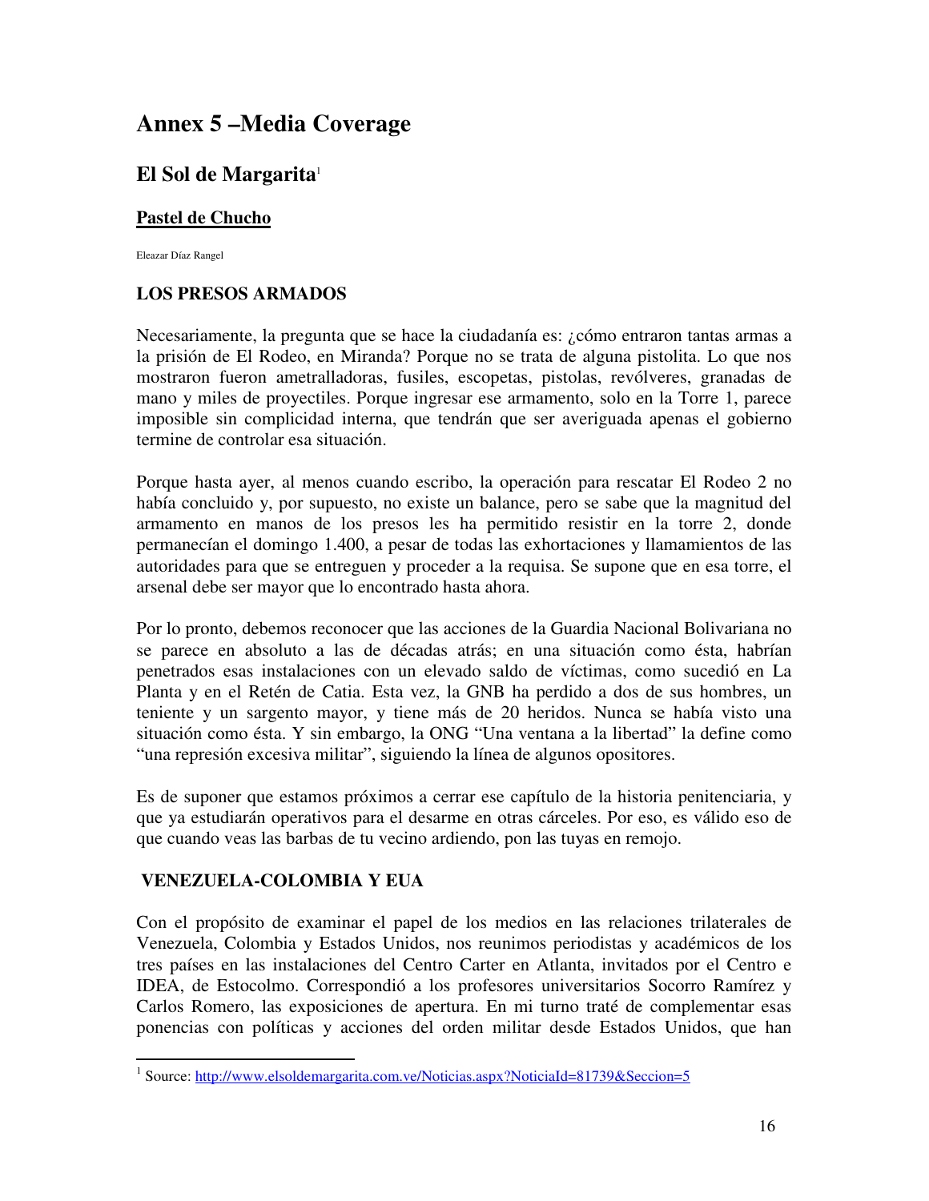# Annex 5 –Media Coverage

## El Sol de Margarita[1]

### Pastel de Chucho

Eleazar Díaz Rangel

### LOS PRESOS ARMADOS

Necesariamente, la pregunta que se hace la ciudadanía es: ¿cómo entraron tantas armas a la prisión de El Rodeo, en Miranda? Porque no se trata de alguna pistolita. Lo que nos mostraron fueron ametralladoras, fusiles, escopetas, pistolas, revólveres, granadas de mano y miles de proyectiles. Porque ingresar ese armamento, solo en la Torre 1, parece imposible sin complicidad interna, que tendrán que ser averiguada apenas el gobierno termine de controlar esa situación.

Porque hasta ayer, al menos cuando escribo, la operación para rescatar El Rodeo 2 no había concluido y, por supuesto, no existe un balance, pero se sabe que la magnitud del armamento en manos de los presos les ha permitido resistir en la torre 2, donde permanecían el domingo 1.400, a pesar de todas las exhortaciones y llamamientos de las autoridades para que se entreguen y proceder a la requisa. Se supone que en esa torre, el arsenal debe ser mayor que lo encontrado hasta ahora.

Por lo pronto, debemos reconocer que las acciones de la Guardia Nacional Bolivariana no se parece en absoluto a las de décadas atrás; en una situación como ésta, habrían penetrados esas instalaciones con un elevado saldo de víctimas, como sucedió en La Planta y en el Retén de Catia. Esta vez, la GNB ha perdido a dos de sus hombres, un teniente y un sargento mayor, y tiene más de 20 heridos. Nunca se había visto una situación como ésta. Y sin embargo, la ONG "Una ventana a la libertad" la define como "una represión excesiva militar", siguiendo la línea de algunos opositores.

Es de suponer que estamos próximos a cerrar ese capítulo de la historia penitenciaria, y que ya estudiarán operativos para el desarme en otras cárceles. Por eso, es válido eso de que cuando veas las barbas de tu vecino ardiendo, pon las tuyas en remojo.

### VENEZUELA-COLOMBIA Y EUA

Con el propósito de examinar el papel de los medios en las relaciones trilaterales de Venezuela, Colombia y Estados Unidos, nos reunimos periodistas y académicos de los tres países en las instalaciones del Centro Carter en Atlanta, invitados por el Centro e IDEA, de Estocolmo. Correspondió a los profesores universitarios Socorro Ramírez y Carlos Romero, las exposiciones de apertura. En mi turno traté de complementar esas ponencias con políticas y acciones del orden militar desde Estados Unidos, que han

[1] Source: http://www.elsoldemargarita.com.ve/Noticias.aspx?NoticiaId=81739&Seccion=5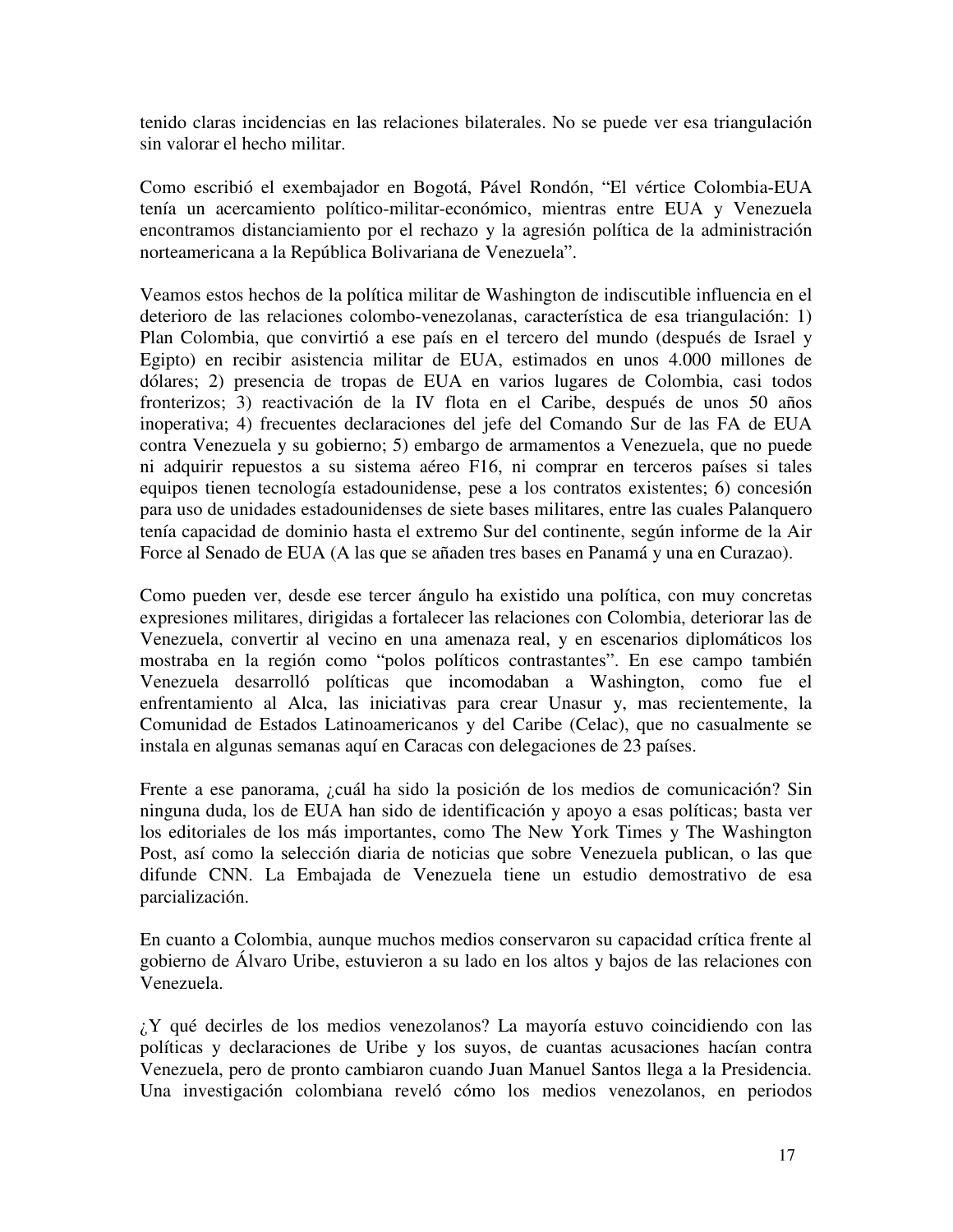tenido claras incidencias en las relaciones bilaterales. No se puede ver esa triangulación sin valorar el hecho militar.

Como escribió el exembajador en Bogotá, Pável Rondón, "El vértice Colombia-EUA tenía un acercamiento político-militar-económico, mientras entre EUA y Venezuela encontramos distanciamiento por el rechazo y la agresión política de la administración norteamericana a la República Bolivariana de Venezuela".

Veamos estos hechos de la política militar de Washington de indiscutible influencia en el deterioro de las relaciones colombo-venezolanas, característica de esa triangulación: 1) Plan Colombia, que convirtió a ese país en el tercero del mundo (después de Israel y Egipto) en recibir asistencia militar de EUA, estimados en unos 4.000 millones de dólares; 2) presencia de tropas de EUA en varios lugares de Colombia, casi todos fronterizos; 3) reactivación de la IV flota en el Caribe, después de unos 50 años inoperativa; 4) frecuentes declaraciones del jefe del Comando Sur de las FA de EUA contra Venezuela y su gobierno; 5) embargo de armamentos a Venezuela, que no puede ni adquirir repuestos a su sistema aéreo F16, ni comprar en terceros países si tales equipos tienen tecnología estadounidense, pese a los contratos existentes; 6) concesión para uso de unidades estadounidenses de siete bases militares, entre las cuales Palanquero tenía capacidad de dominio hasta el extremo Sur del continente, según informe de la Air Force al Senado de EUA (A las que se añaden tres bases en Panamá y una en Curazao).

Como pueden ver, desde ese tercer ángulo ha existido una política, con muy concretas expresiones militares, dirigidas a fortalecer las relaciones con Colombia, deteriorar las de Venezuela, convertir al vecino en una amenaza real, y en escenarios diplomáticos los mostraba en la región como "polos políticos contrastantes". En ese campo también Venezuela desarrolló políticas que incomodaban a Washington, como fue el enfrentamiento al Alca, las iniciativas para crear Unasur y, mas recientemente, la Comunidad de Estados Latinoamericanos y del Caribe (Celac), que no casualmente se instala en algunas semanas aquí en Caracas con delegaciones de 23 países.

Frente a ese panorama, ¿cuál ha sido la posición de los medios de comunicación? Sin ninguna duda, los de EUA han sido de identificación y apoyo a esas políticas; basta ver los editoriales de los más importantes, como The New York Times y The Washington Post, así como la selección diaria de noticias que sobre Venezuela publican, o las que difunde CNN. La Embajada de Venezuela tiene un estudio demostrativo de esa parcialización.

En cuanto a Colombia, aunque muchos medios conservaron su capacidad crítica frente al gobierno de Álvaro Uribe, estuvieron a su lado en los altos y bajos de las relaciones con Venezuela.

¿Y qué decirles de los medios venezolanos? La mayoría estuvo coincidiendo con las políticas y declaraciones de Uribe y los suyos, de cuantas acusaciones hacían contra Venezuela, pero de pronto cambiaron cuando Juan Manuel Santos llega a la Presidencia. Una investigación colombiana reveló cómo los medios venezolanos, en periodos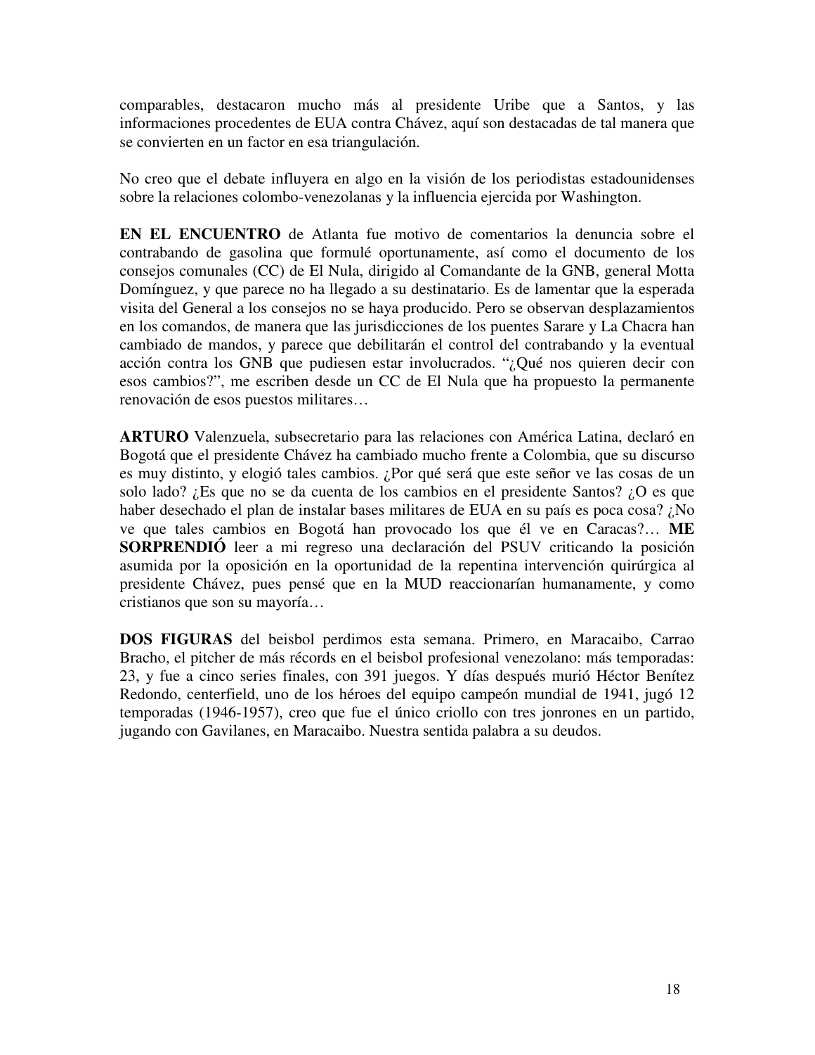comparables, destacaron mucho más al presidente Uribe que a Santos, y las informaciones procedentes de EUA contra Chávez, aquí son destacadas de tal manera que se convierten en un factor en esa triangulación.

No creo que el debate influyera en algo en la visión de los periodistas estadounidenses sobre la relaciones colombo-venezolanas y la influencia ejercida por Washington.

**EN EL ENCUENTRO** de Atlanta fue motivo de comentarios la denuncia sobre el contrabando de gasolina que formulé oportunamente, así como el documento de los consejos comunales (CC) de El Nula, dirigido al Comandante de la GNB, general Motta Domínguez, y que parece no ha llegado a su destinatario. Es de lamentar que la esperada visita del General a los consejos no se haya producido. Pero se observan desplazamientos en los comandos, de manera que las jurisdicciones de los puentes Sarare y La Chacra han cambiado de mandos, y parece que debilitarán el control del contrabando y la eventual acción contra los GNB que pudiesen estar involucrados. "¿Qué nos quieren decir con esos cambios?", me escriben desde un CC de El Nula que ha propuesto la permanente renovación de esos puestos militares…

**ARTURO** Valenzuela, subsecretario para las relaciones con América Latina, declaró en Bogotá que el presidente Chávez ha cambiado mucho frente a Colombia, que su discurso es muy distinto, y elogió tales cambios. ¿Por qué será que este señor ve las cosas de un solo lado? ¿Es que no se da cuenta de los cambios en el presidente Santos? ¿O es que haber desechado el plan de instalar bases militares de EUA en su país es poca cosa? ¿No ve que tales cambios en Bogotá han provocado los que él ve en Caracas?… **ME SORPRENDIÓ** leer a mi regreso una declaración del PSUV criticando la posición asumida por la oposición en la oportunidad de la repentina intervención quirúrgica al presidente Chávez, pues pensé que en la MUD reaccionarían humanamente, y como cristianos que son su mayoría…

**DOS FIGURAS** del beisbol perdimos esta semana. Primero, en Maracaibo, Carrao Bracho, el pitcher de más récords en el beisbol profesional venezolano: más temporadas: 23, y fue a cinco series finales, con 391 juegos. Y días después murió Héctor Benítez Redondo, centerfield, uno de los héroes del equipo campeón mundial de 1941, jugó 12 temporadas (1946-1957), creo que fue el único criollo con tres jonrones en un partido, jugando con Gavilanes, en Maracaibo. Nuestra sentida palabra a su deudos.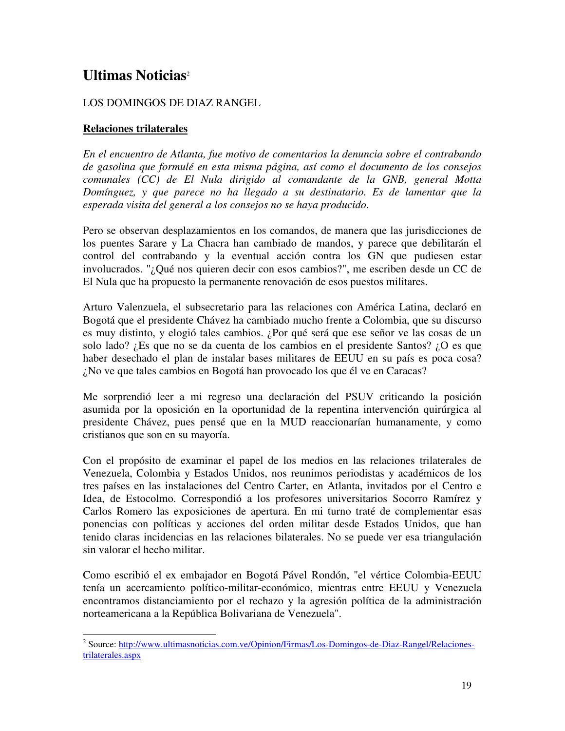## Ultimas Noticias[2]

LOS DOMINGOS DE DIAZ RANGEL

**Relaciones trilaterales**

*En el encuentro de Atlanta, fue motivo de comentarios la denuncia sobre el contrabando de gasolina que formulé en esta misma página, así como el documento de los consejos comunales (CC) de El Nula dirigido al comandante de la GNB, general Motta Domínguez, y que parece no ha llegado a su destinatario. Es de lamentar que la esperada visita del general a los consejos no se haya producido.*

Pero se observan desplazamientos en los comandos, de manera que las jurisdicciones de los puentes Sarare y La Chacra han cambiado de mandos, y parece que debilitarán el control del contrabando y la eventual acción contra los GN que pudiesen estar involucrados. "¿Qué nos quieren decir con esos cambios?", me escriben desde un CC de El Nula que ha propuesto la permanente renovación de esos puestos militares.

Arturo Valenzuela, el subsecretario para las relaciones con América Latina, declaró en Bogotá que el presidente Chávez ha cambiado mucho frente a Colombia, que su discurso es muy distinto, y elogió tales cambios. ¿Por qué será que ese señor ve las cosas de un solo lado? ¿Es que no se da cuenta de los cambios en el presidente Santos? ¿O es que haber desechado el plan de instalar bases militares de EEUU en su país es poca cosa? ¿No ve que tales cambios en Bogotá han provocado los que él ve en Caracas?

Me sorprendió leer a mi regreso una declaración del PSUV criticando la posición asumida por la oposición en la oportunidad de la repentina intervención quirúrgica al presidente Chávez, pues pensé que en la MUD reaccionarían humanamente, y como cristianos que son en su mayoría.

Con el propósito de examinar el papel de los medios en las relaciones trilaterales de Venezuela, Colombia y Estados Unidos, nos reunimos periodistas y académicos de los tres países en las instalaciones del Centro Carter, en Atlanta, invitados por el Centro e Idea, de Estocolmo. Correspondió a los profesores universitarios Socorro Ramírez y Carlos Romero las exposiciones de apertura. En mi turno traté de complementar esas ponencias con políticas y acciones del orden militar desde Estados Unidos, que han tenido claras incidencias en las relaciones bilaterales. No se puede ver esa triangulación sin valorar el hecho militar.

Como escribió el ex embajador en Bogotá Pável Rondón, "el vértice Colombia-EEUU tenía un acercamiento político-militar-económico, mientras entre EEUU y Venezuela encontramos distanciamiento por el rechazo y la agresión política de la administración norteamericana a la República Bolivariana de Venezuela".

---

[2] Source: http://www.ultimasnoticias.com.ve/Opinion/Firmas/Los-Domingos-de-Diaz-Rangel/Relaciones-trilaterales.aspx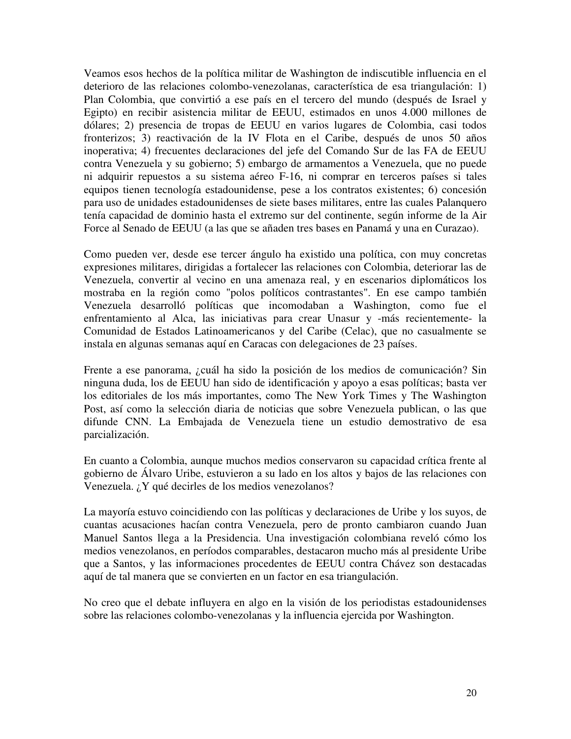Veamos esos hechos de la política militar de Washington de indiscutible influencia en el deterioro de las relaciones colombo-venezolanas, característica de esa triangulación: 1) Plan Colombia, que convirtió a ese país en el tercero del mundo (después de Israel y Egipto) en recibir asistencia militar de EEUU, estimados en unos 4.000 millones de dólares; 2) presencia de tropas de EEUU en varios lugares de Colombia, casi todos fronterizos; 3) reactivación de la IV Flota en el Caribe, después de unos 50 años inoperativa; 4) frecuentes declaraciones del jefe del Comando Sur de las FA de EEUU contra Venezuela y su gobierno; 5) embargo de armamentos a Venezuela, que no puede ni adquirir repuestos a su sistema aéreo F-16, ni comprar en terceros países si tales equipos tienen tecnología estadounidense, pese a los contratos existentes; 6) concesión para uso de unidades estadounidenses de siete bases militares, entre las cuales Palanquero tenía capacidad de dominio hasta el extremo sur del continente, según informe de la Air Force al Senado de EEUU (a las que se añaden tres bases en Panamá y una en Curazao).

Como pueden ver, desde ese tercer ángulo ha existido una política, con muy concretas expresiones militares, dirigidas a fortalecer las relaciones con Colombia, deteriorar las de Venezuela, convertir al vecino en una amenaza real, y en escenarios diplomáticos los mostraba en la región como "polos políticos contrastantes". En ese campo también Venezuela desarrolló políticas que incomodaban a Washington, como fue el enfrentamiento al Alca, las iniciativas para crear Unasur y -más recientemente- la Comunidad de Estados Latinoamericanos y del Caribe (Celac), que no casualmente se instala en algunas semanas aquí en Caracas con delegaciones de 23 países.

Frente a ese panorama, ¿cuál ha sido la posición de los medios de comunicación? Sin ninguna duda, los de EEUU han sido de identificación y apoyo a esas políticas; basta ver los editoriales de los más importantes, como The New York Times y The Washington Post, así como la selección diaria de noticias que sobre Venezuela publican, o las que difunde CNN. La Embajada de Venezuela tiene un estudio demostrativo de esa parcialización.

En cuanto a Colombia, aunque muchos medios conservaron su capacidad crítica frente al gobierno de Álvaro Uribe, estuvieron a su lado en los altos y bajos de las relaciones con Venezuela. ¿Y qué decirles de los medios venezolanos?

La mayoría estuvo coincidiendo con las políticas y declaraciones de Uribe y los suyos, de cuantas acusaciones hacían contra Venezuela, pero de pronto cambiaron cuando Juan Manuel Santos llega a la Presidencia. Una investigación colombiana reveló cómo los medios venezolanos, en períodos comparables, destacaron mucho más al presidente Uribe que a Santos, y las informaciones procedentes de EEUU contra Chávez son destacadas aquí de tal manera que se convierten en un factor en esa triangulación.

No creo que el debate influyera en algo en la visión de los periodistas estadounidenses sobre las relaciones colombo-venezolanas y la influencia ejercida por Washington.